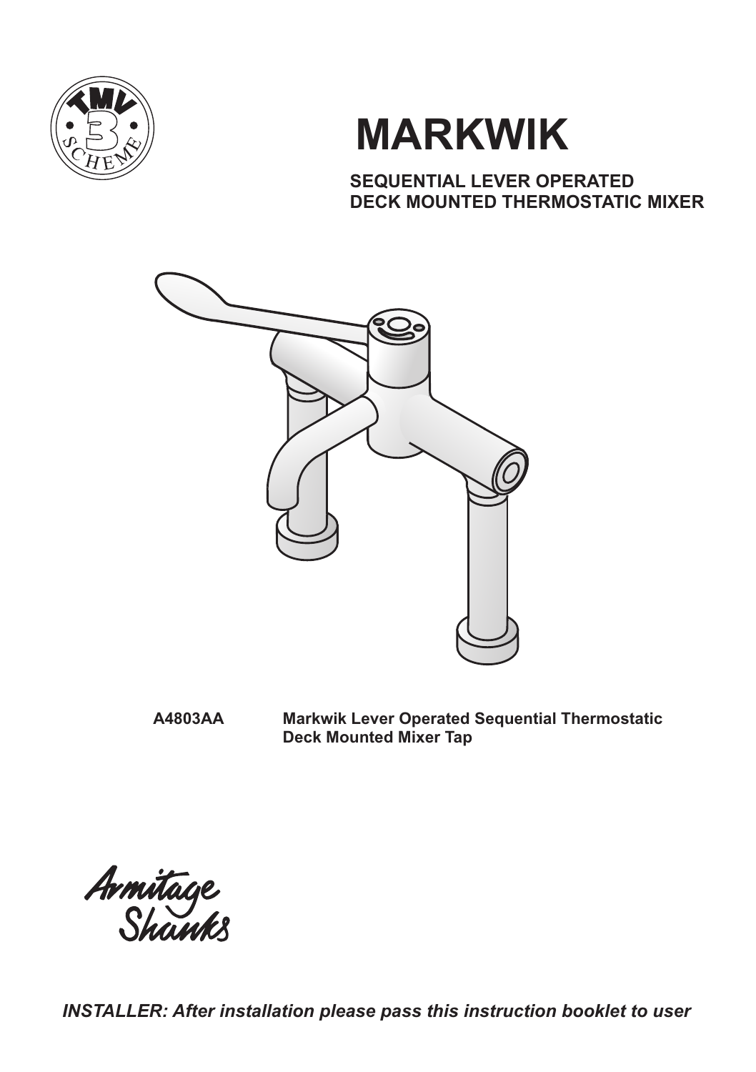# MARKWIK

**SEQUENTIAL LEVER OPERATED DECK MOUNTED THERMOSTATIC MIXER**

**A4803AA** **Markwik Lever Operated Sequential Thermostatic Deck Mounted Mixer Tap**

*INSTALLER: After installation please pass this instruction booklet to user*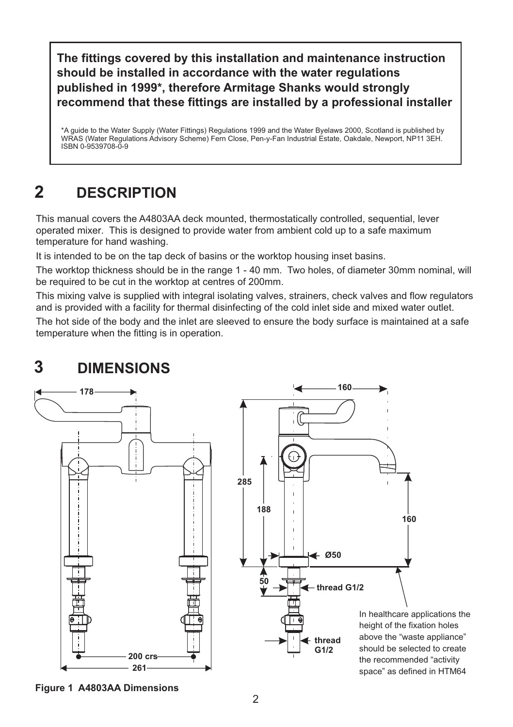**The fittings covered by this installation and maintenance instruction should be installed in accordance with the water regulations published in 1999*, therefore Armitage Shanks would strongly recommend that these fittings are installed by a professional installer**

*A guide to the Water Supply (Water Fittings) Regulations 1999 and the Water Byelaws 2000, Scotland is published by WRAS (Water Regulations Advisory Scheme) Fern Close, Pen-y-Fan Industrial Estate, Oakdale, Newport, NP11 3EH. ISBN 0-9539708-0-9

## 2 DESCRIPTION

This manual covers the A4803AA deck mounted, thermostatically controlled, sequential, lever operated mixer. This is designed to provide water from ambient cold up to a safe maximum temperature for hand washing.

It is intended to be on the tap deck of basins or the worktop housing inset basins.

The worktop thickness should be in the range 1 - 40 mm. Two holes, of diameter 30mm nominal, will be required to be cut in the worktop at centres of 200mm.

This mixing valve is supplied with integral isolating valves, strainers, check valves and flow regulators and is provided with a facility for thermal disinfecting of the cold inlet side and mixed water outlet.

The hot side of the body and the inlet are sleeved to ensure the body surface is maintained at a safe temperature when the fitting is in operation.

## 3 DIMENSIONS

178

200 crs

261

160

285

188

160

Ø50

50

thread G1/2

thread G1/2

In healthcare applications the height of the fixation holes above the "waste appliance" should be selected to create the recommended "activity space" as defined in HTM64

**Figure 1 A4803AA Dimensions**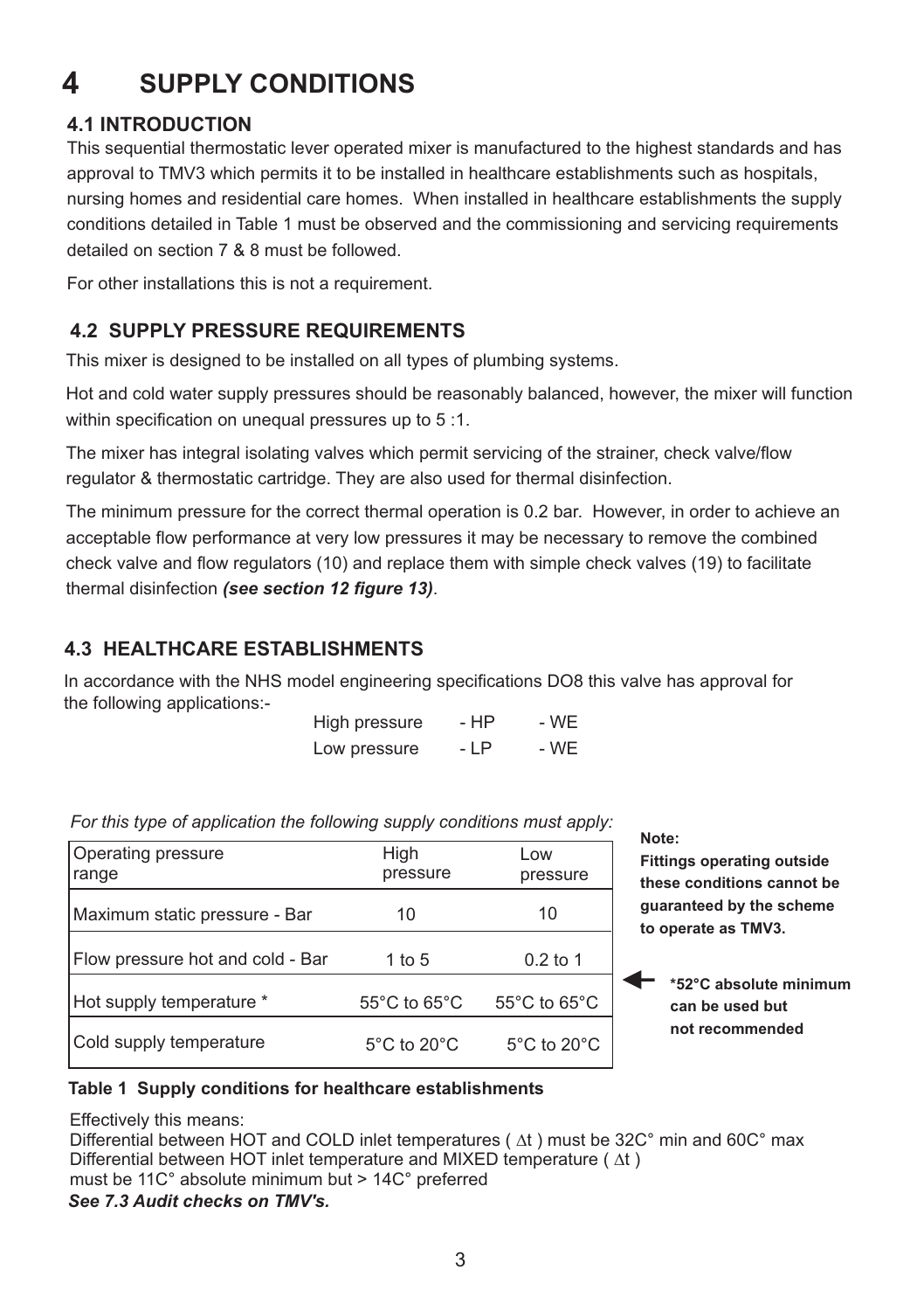# 4 SUPPLY CONDITIONS

## 4.1 INTRODUCTION

This sequential thermostatic lever operated mixer is manufactured to the highest standards and has approval to TMV3 which permits it to be installed in healthcare establishments such as hospitals, nursing homes and residential care homes. When installed in healthcare establishments the supply conditions detailed in Table 1 must be observed and the commissioning and servicing requirements detailed on section 7 & 8 must be followed.

For other installations this is not a requirement.

## 4.2 SUPPLY PRESSURE REQUIREMENTS

This mixer is designed to be installed on all types of plumbing systems.

Hot and cold water supply pressures should be reasonably balanced, however, the mixer will function within specification on unequal pressures up to 5 :1.

The mixer has integral isolating valves which permit servicing of the strainer, check valve/flow regulator & thermostatic cartridge. They are also used for thermal disinfection.

The minimum pressure for the correct thermal operation is 0.2 bar. However, in order to achieve an acceptable flow performance at very low pressures it may be necessary to remove the combined check valve and flow regulators (10) and replace them with simple check valves (19) to facilitate thermal disinfection ***(see section 12 figure 13)***.

## 4.3 HEALTHCARE ESTABLISHMENTS

In accordance with the NHS model engineering specifications DO8 this valve has approval for the following applications:-

| | | |
|---|---|---|
| High pressure | - HP | - WE |
| Low pressure | - LP | - WE |

*For this type of application the following supply conditions must apply:*

| Operating pressure range | High pressure | Low pressure |
|---|---|---|
| Maximum static pressure - Bar | 10 | 10 |
| Flow pressure hot and cold - Bar | 1 to 5 | 0.2 to 1 |
| Hot supply temperature * | 55°C to 65°C | 55°C to 65°C |
| Cold supply temperature | 5°C to 20°C | 5°C to 20°C |

**Table 1 Supply conditions for healthcare establishments**

**Note:**
**Fittings operating outside these conditions cannot be guaranteed by the scheme to operate as TMV3.**

**\*52°C absolute minimum can be used but not recommended**

Effectively this means:
Differential between HOT and COLD inlet temperatures ( $\Delta t$ ) must be 32C° min and 60C° max
Differential between HOT inlet temperature and MIXED temperature ( $\Delta t$ )
must be 11C° absolute minimum but > 14C° preferred
***See 7.3 Audit checks on TMV's.***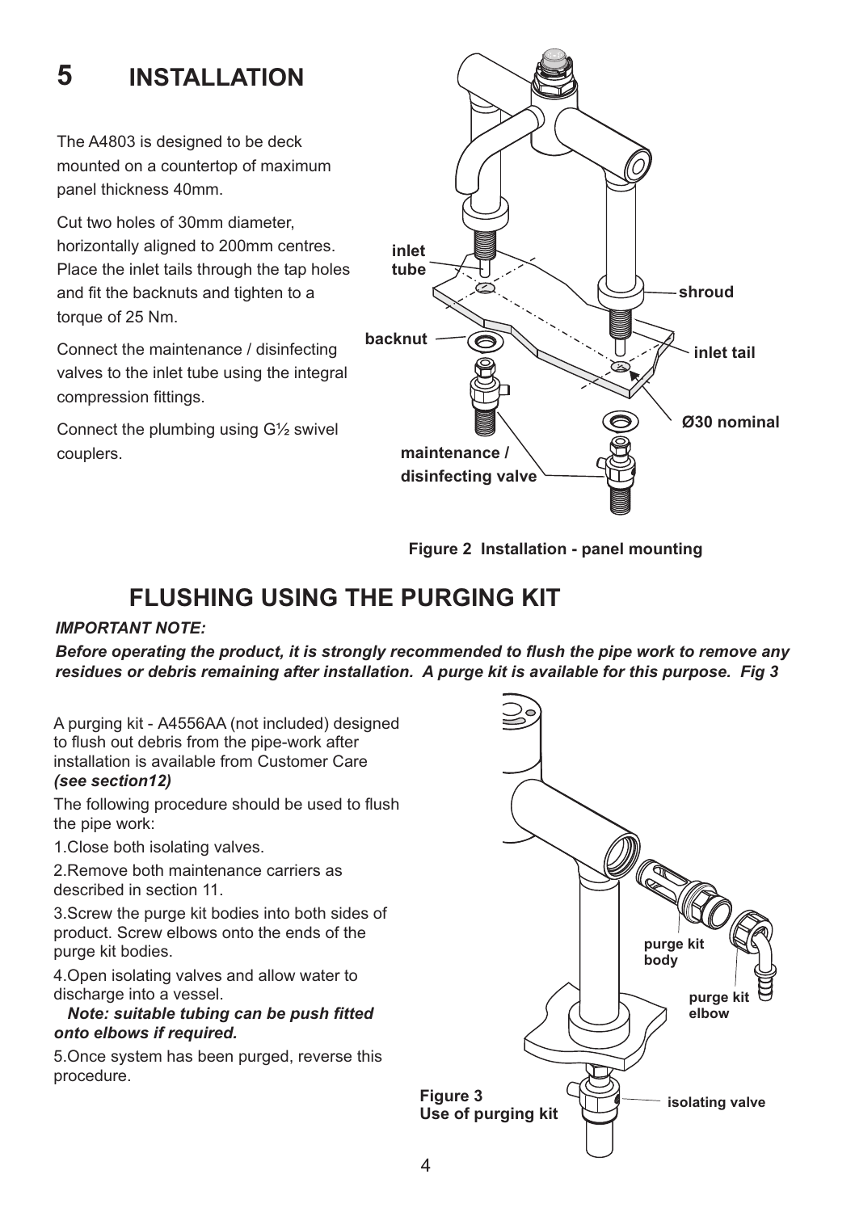# 5 INSTALLATION

The A4803 is designed to be deck mounted on a countertop of maximum panel thickness 40mm.

Cut two holes of 30mm diameter, horizontally aligned to 200mm centres. Place the inlet tails through the tap holes and fit the backnuts and tighten to a torque of 25 Nm.

Connect the maintenance / disinfecting valves to the inlet tube using the integral compression fittings.

Connect the plumbing using G½ swivel couplers.

**Figure 2 Installation - panel mounting**

## FLUSHING USING THE PURGING KIT

***IMPORTANT NOTE:***

***Before operating the product, it is strongly recommended to flush the pipe work to remove any residues or debris remaining after installation. A purge kit is available for this purpose. Fig 3***

A purging kit - A4556AA (not included) designed to flush out debris from the pipe-work after installation is available from Customer Care ***(see section12)***

The following procedure should be used to flush the pipe work:

1. Close both isolating valves.
2. Remove both maintenance carriers as described in section 11.
3. Screw the purge kit bodies into both sides of product. Screw elbows onto the ends of the purge kit bodies.
4. Open isolating valves and allow water to discharge into a vessel.

   ***Note: suitable tubing can be push fitted onto elbows if required.***
5. Once system has been purged, reverse this procedure.

**Figure 3**
**Use of purging kit**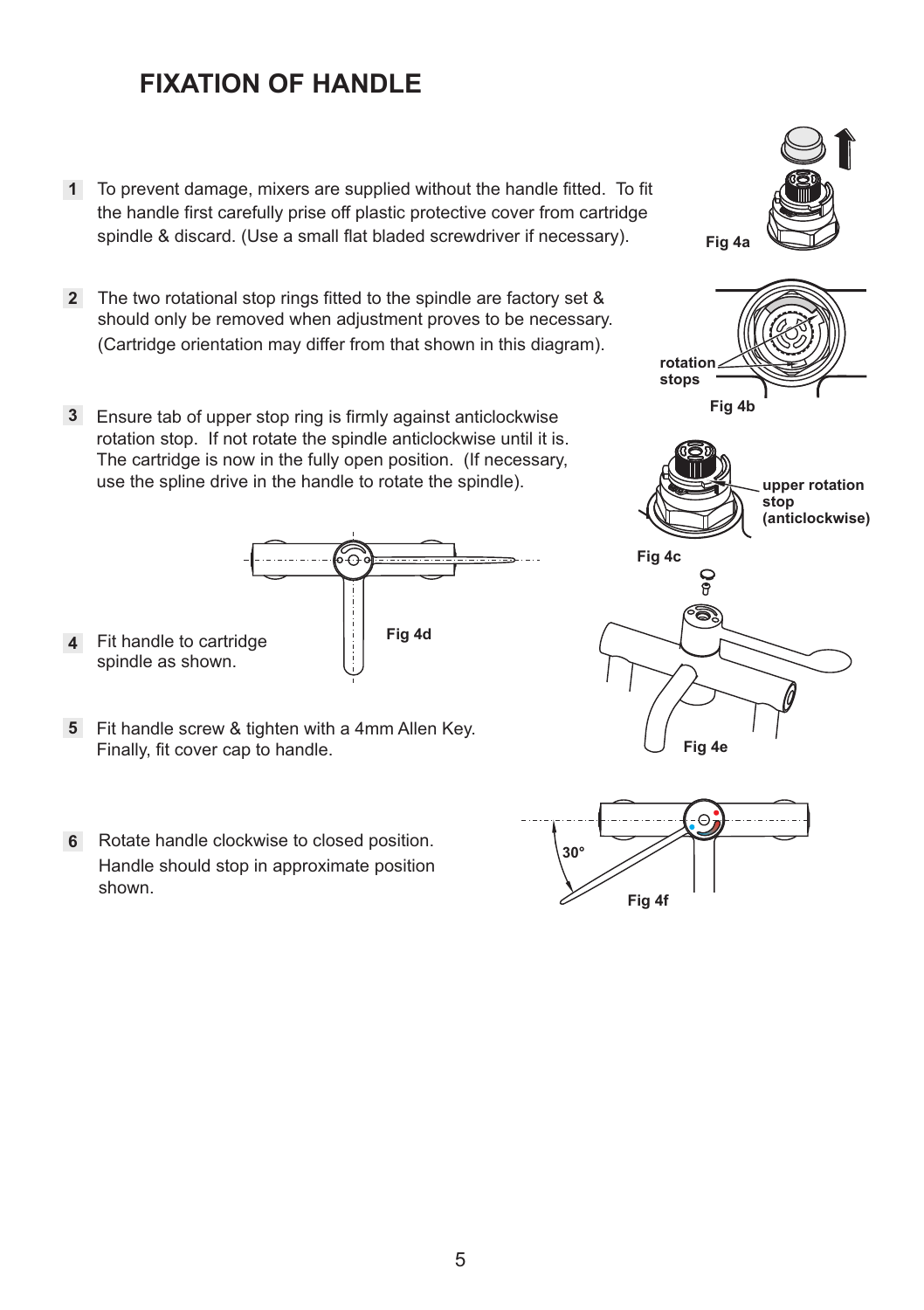# FIXATION OF HANDLE

1. To prevent damage, mixers are supplied without the handle fitted. To fit the handle first carefully prise off plastic protective cover from cartridge spindle & discard. (Use a small flat bladed screwdriver if necessary).

Fig 4a

2. The two rotational stop rings fitted to the spindle are factory set & should only be removed when adjustment proves to be necessary. (Cartridge orientation may differ from that shown in this diagram).

rotation stops

Fig 4b

3. Ensure tab of upper stop ring is firmly against anticlockwise rotation stop. If not rotate the spindle anticlockwise until it is. The cartridge is now in the fully open position. (If necessary, use the spline drive in the handle to rotate the spindle).

upper rotation stop (anticlockwise)

Fig 4c

4. Fit handle to cartridge spindle as shown.

Fig 4d

Fig 4e

5. Fit handle screw & tighten with a 4mm Allen Key. Finally, fit cover cap to handle.

6. Rotate handle clockwise to closed position. Handle should stop in approximate position shown.

30°

Fig 4f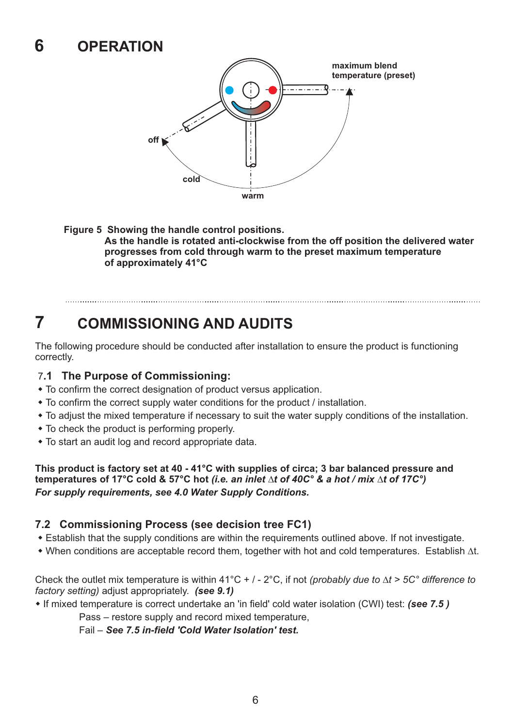# 6 OPERATION

**Figure 5 Showing the handle control positions.**
**As the handle is rotated anti-clockwise from the off position the delivered water progresses from cold through warm to the preset maximum temperature of approximately 41°C**

# 7 COMMISSIONING AND AUDITS

The following procedure should be conducted after installation to ensure the product is functioning correctly.

## 7.1 The Purpose of Commissioning:

- To confirm the correct designation of product versus application.
- To confirm the correct supply water conditions for the product / installation.
- To adjust the mixed temperature if necessary to suit the water supply conditions of the installation.
- To check the product is performing properly.
- To start an audit log and record appropriate data.

**This product is factory set at 40 - 41°C with supplies of circa; 3 bar balanced pressure and temperatures of 17°C cold & 57°C hot** ***(i.e. an inlet ∆t of 40C° & a hot / mix ∆t of 17C°)***
***For supply requirements, see 4.0 Water Supply Conditions.***

## 7.2 Commissioning Process (see decision tree FC1)

- Establish that the supply conditions are within the requirements outlined above. If not investigate.
- When conditions are acceptable record them, together with hot and cold temperatures. Establish ∆t.

Check the outlet mix temperature is within 41°C + / - 2°C, if not *(probably due to ∆t > 5C° difference to factory setting)* adjust appropriately. ***(see 9.1)***

- If mixed temperature is correct undertake an 'in field' cold water isolation (CWI) test: ***(see 7.5 )***

  Pass – restore supply and record mixed temperature,

  Fail – ***See 7.5 in-field 'Cold Water Isolation' test.***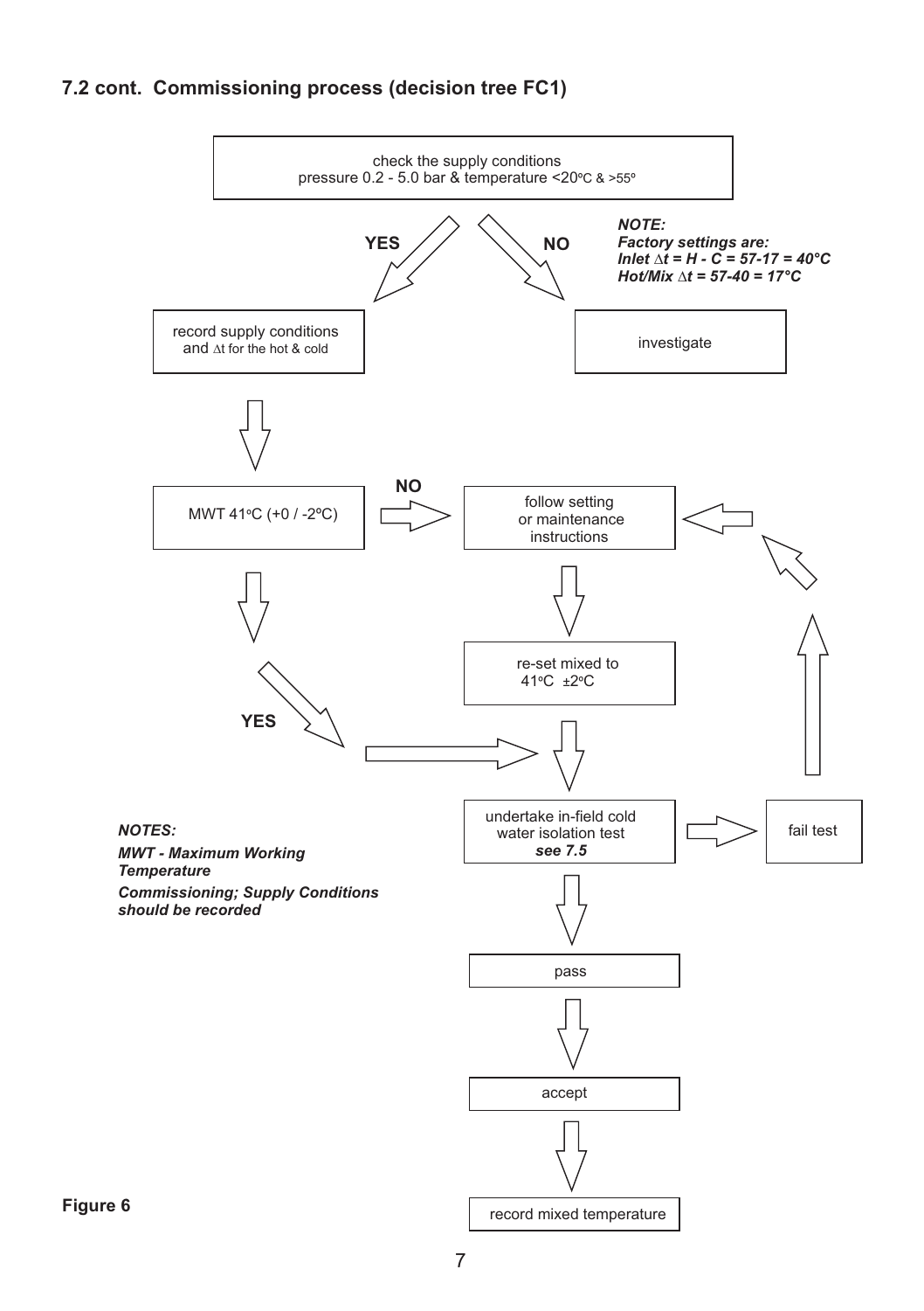## 7.2 cont. Commissioning process (decision tree FC1)

check the supply conditions
pressure 0.2 - 5.0 bar & temperature <20ºC & >55º

YES

NO

***NOTE:***
***Factory settings are:***
***Inlet $\Delta t$ = H - C = 57-17 = 40°C***
***Hot/Mix $\Delta t$ = 57-40 = 17°C***

record supply conditions and $\Delta$t for the hot & cold

investigate

MWT 41ºC (+0 / -2ºC)

NO

follow setting or maintenance instructions

re-set mixed to 41ºC ±2ºC

YES

undertake in-field cold water isolation test ***see 7.5***

fail test

pass

accept

record mixed temperature

***NOTES:***
***MWT - Maximum Working Temperature***
***Commissioning; Supply Conditions should be recorded***

**Figure 6**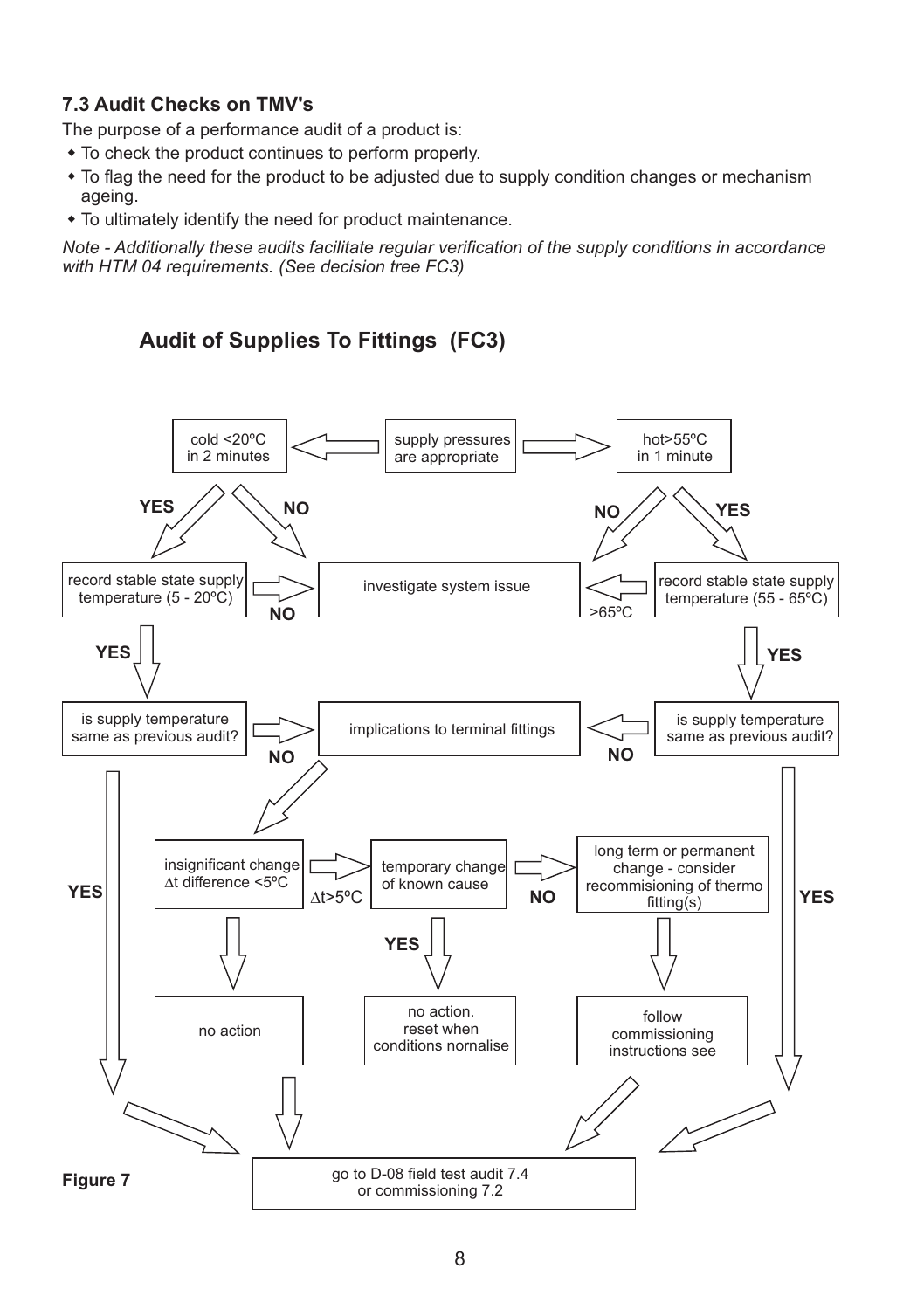### 7.3 Audit Checks on TMV's

The purpose of a performance audit of a product is:

- To check the product continues to perform properly.
- To flag the need for the product to be adjusted due to supply condition changes or mechanism ageing.
- To ultimately identify the need for product maintenance.

*Note - Additionally these audits facilitate regular verification of the supply conditions in accordance with HTM 04 requirements. (See decision tree FC3)*

## Audit of Supplies To Fittings (FC3)

supply pressures are appropriate

cold <20ºC in 2 minutes

hot>55ºC in 1 minute

YES

NO

NO

YES

record stable state supply temperature (5 - 20ºC)

NO

investigate system issue

>65ºC

record stable state supply temperature (55 - 65ºC)

YES

YES

is supply temperature same as previous audit?

NO

implications to terminal fittings

NO

is supply temperature same as previous audit?

insignificant change ∆t difference <5ºC

∆t>5ºC

temporary change of known cause

NO

long term or permanent change - consider recommisioning of thermo fitting(s)

YES

YES

YES

no action

no action. reset when conditions nornalise

follow commissioning instructions see

go to D-08 field test audit 7.4 or commissioning 7.2

Figure 7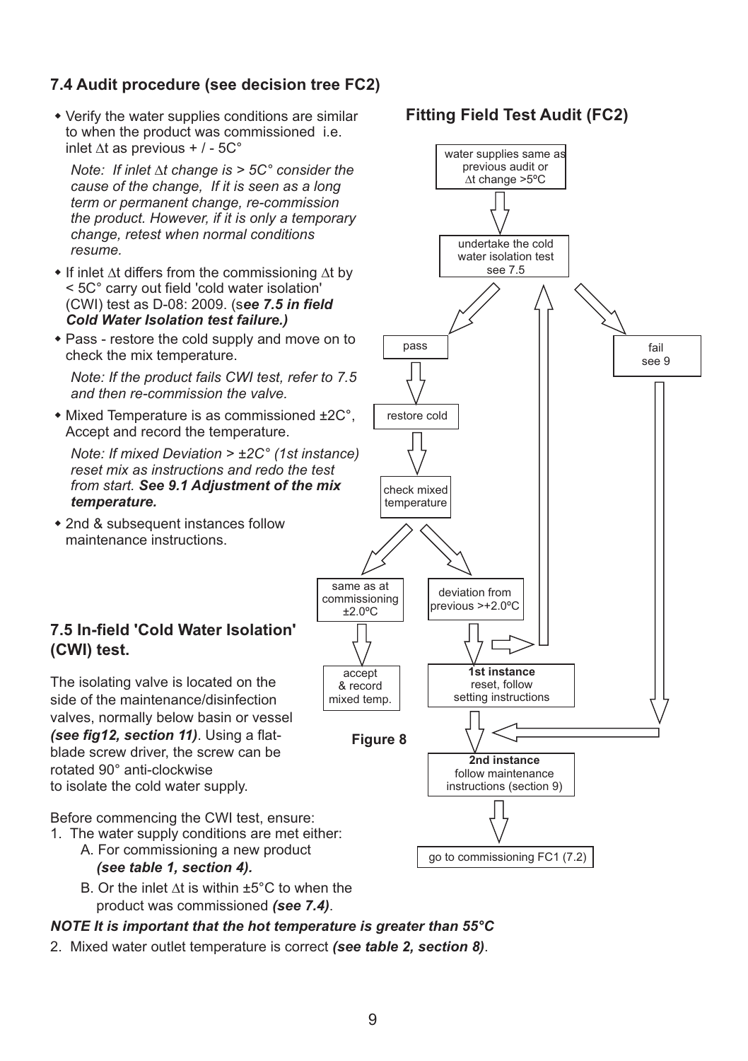## 7.4 Audit procedure (see decision tree FC2)

- Verify the water supplies conditions are similar to when the product was commissioned i.e. inlet ∆t as previous + / - 5C°

  *Note: If inlet ∆t change is > 5C° consider the cause of the change, If it is seen as a long term or permanent change, re-commission the product. However, if it is only a temporary change, retest when normal conditions resume.*

- If inlet ∆t differs from the commissioning ∆t by < 5C° carry out field 'cold water isolation' (CWI) test as D-08: 2009. (s***ee 7.5 in field Cold Water Isolation test failure.)***
- Pass - restore the cold supply and move on to check the mix temperature.

  *Note: If the product fails CWI test, refer to 7.5 and then re-commission the valve.*

- Mixed Temperature is as commissioned ±2C°, Accept and record the temperature.

  *Note: If mixed Deviation > ±2C° (1st instance) reset mix as instructions and redo the test from start.* ***See 9.1 Adjustment of the mix temperature.***

- 2nd & subsequent instances follow maintenance instructions.

## Fitting Field Test Audit (FC2)

- water supplies same as previous audit or ∆t change >5ºC
- → undertake the cold water isolation test see 7.5
  - pass → restore cold → check mixed temperature
    - same as at commissioning ±2.0ºC → accept & record mixed temp.
    - deviation from previous >+2.0ºC → **1st instance** reset, follow setting instructions (→ back to undertake the cold water isolation test)
      - → **2nd instance** follow maintenance instructions (section 9) → go to commissioning FC1 (7.2)
  - fail see 9 → **2nd instance** follow maintenance instructions (section 9) → go to commissioning FC1 (7.2)

**Figure 8**

## 7.5 In-field 'Cold Water Isolation' (CWI) test.

The isolating valve is located on the side of the maintenance/disinfection valves, normally below basin or vessel ***(see fig12, section 11)***. Using a flat-blade screw driver, the screw can be rotated 90° anti-clockwise to isolate the cold water supply.

Before commencing the CWI test, ensure:

1. The water supply conditions are met either:
   A. For commissioning a new product ***(see table 1, section 4).***
   B. Or the inlet ∆t is within ±5°C to when the product was commissioned ***(see 7.4)***.

***NOTE It is important that the hot temperature is greater than 55°C***

2. Mixed water outlet temperature is correct ***(see table 2, section 8)***.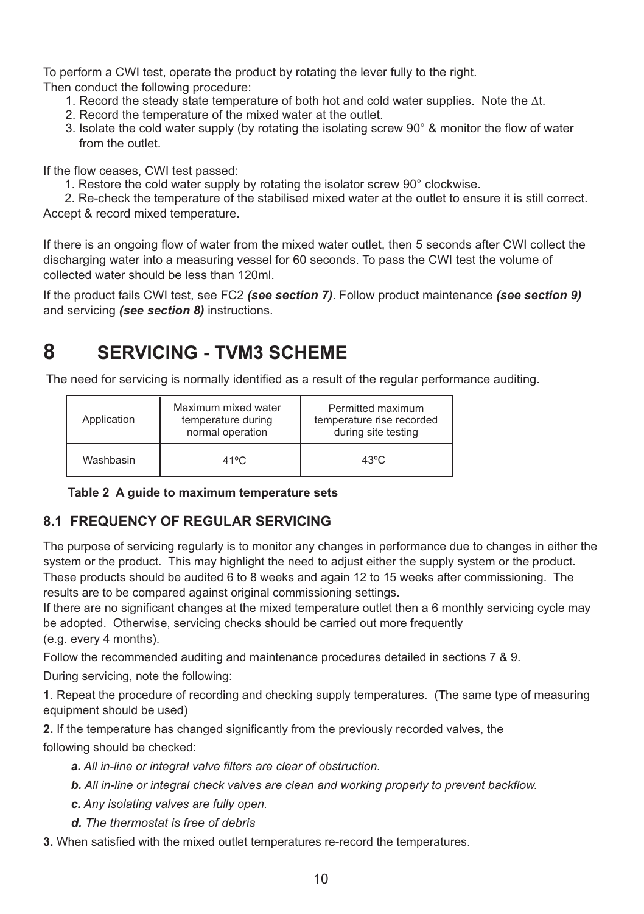To perform a CWI test, operate the product by rotating the lever fully to the right.
Then conduct the following procedure:

1. Record the steady state temperature of both hot and cold water supplies. Note the $\Delta t$.
2. Record the temperature of the mixed water at the outlet.
3. Isolate the cold water supply (by rotating the isolating screw 90° & monitor the flow of water from the outlet.

If the flow ceases, CWI test passed:

1. Restore the cold water supply by rotating the isolator screw 90° clockwise.
2. Re-check the temperature of the stabilised mixed water at the outlet to ensure it is still correct.

Accept & record mixed temperature.

If there is an ongoing flow of water from the mixed water outlet, then 5 seconds after CWI collect the discharging water into a measuring vessel for 60 seconds. To pass the CWI test the volume of collected water should be less than 120ml.

If the product fails CWI test, see FC2 ***(see section 7)***. Follow product maintenance ***(see section 9)*** and servicing ***(see section 8)*** instructions.

# 8 SERVICING - TVM3 SCHEME

The need for servicing is normally identified as a result of the regular performance auditing.

| Application | Maximum mixed water temperature during normal operation | Permitted maximum temperature rise recorded during site testing |
|---|---|---|
| Washbasin | 41ºC | 43ºC |

**Table 2 A guide to maximum temperature sets**

## 8.1 FREQUENCY OF REGULAR SERVICING

The purpose of servicing regularly is to monitor any changes in performance due to changes in either the system or the product. This may highlight the need to adjust either the supply system or the product. These products should be audited 6 to 8 weeks and again 12 to 15 weeks after commissioning. The results are to be compared against original commissioning settings.
If there are no significant changes at the mixed temperature outlet then a 6 monthly servicing cycle may be adopted. Otherwise, servicing checks should be carried out more frequently
(e.g. every 4 months).

Follow the recommended auditing and maintenance procedures detailed in sections 7 & 9.

During servicing, note the following:

**1**. Repeat the procedure of recording and checking supply temperatures. (The same type of measuring equipment should be used)

**2.** If the temperature has changed significantly from the previously recorded valves, the following should be checked:

***a.*** *All in-line or integral valve filters are clear of obstruction.*

***b.*** *All in-line or integral check valves are clean and working properly to prevent backflow.*

***c.*** *Any isolating valves are fully open.*

***d.*** *The thermostat is free of debris*

**3.** When satisfied with the mixed outlet temperatures re-record the temperatures.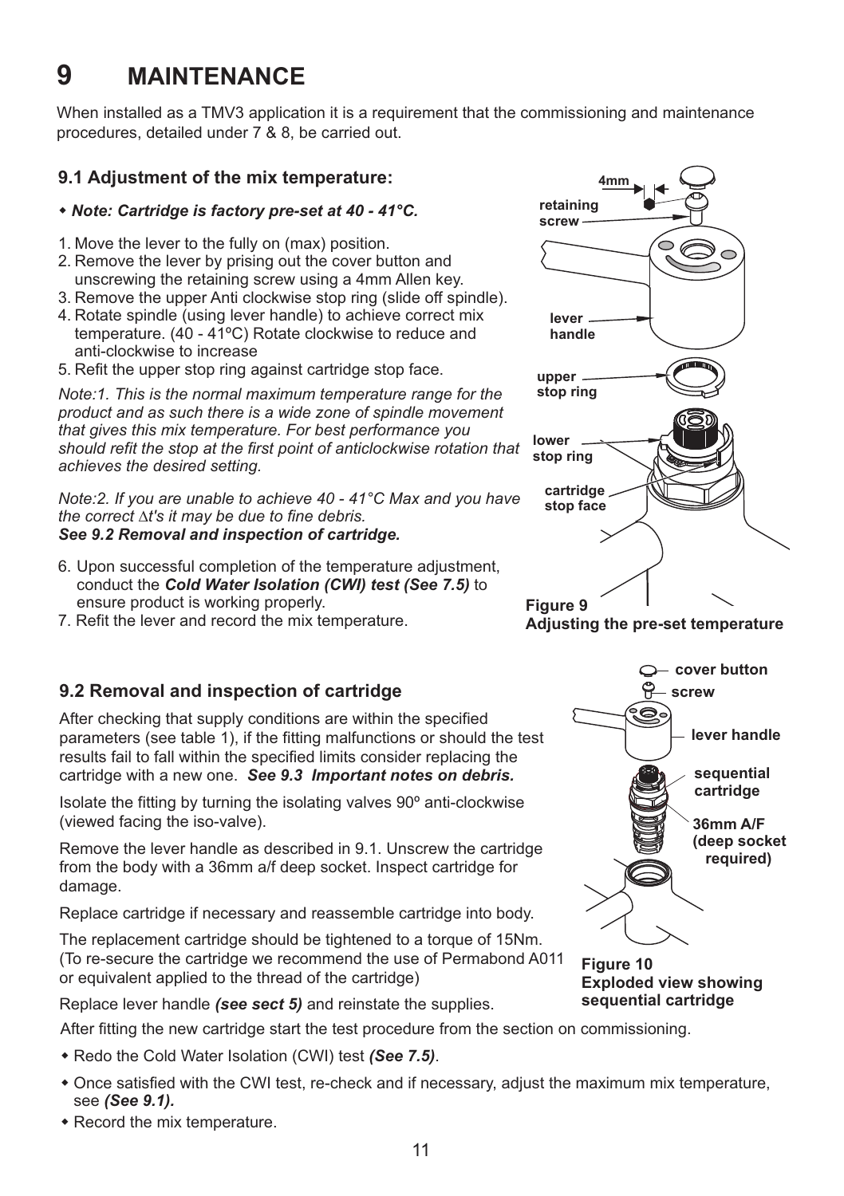# 9 MAINTENANCE

When installed as a TMV3 application it is a requirement that the commissioning and maintenance procedures, detailed under 7 & 8, be carried out.

## 9.1 Adjustment of the mix temperature:

- ***Note: Cartridge is factory pre-set at 40 - 41°C.***

1. Move the lever to the fully on (max) position.
2. Remove the lever by prising out the cover button and unscrewing the retaining screw using a 4mm Allen key.
3. Remove the upper Anti clockwise stop ring (slide off spindle).
4. Rotate spindle (using lever handle) to achieve correct mix temperature. (40 - 41ºC) Rotate clockwise to reduce and anti-clockwise to increase
5. Refit the upper stop ring against cartridge stop face.

*Note:1. This is the normal maximum temperature range for the product and as such there is a wide zone of spindle movement that gives this mix temperature. For best performance you should refit the stop at the first point of anticlockwise rotation that achieves the desired setting.*

*Note:2. If you are unable to achieve 40 - 41°C Max and you have the correct ∆t's it may be due to fine debris.*
***See 9.2 Removal and inspection of cartridge.***

6. Upon successful completion of the temperature adjustment, conduct the ***Cold Water Isolation (CWI) test (See 7.5)*** to ensure product is working properly.
7. Refit the lever and record the mix temperature.

4mm
retaining screw
lever handle
upper stop ring
lower stop ring
cartridge stop face

**Figure 9**
**Adjusting the pre-set temperature**

## 9.2 Removal and inspection of cartridge

After checking that supply conditions are within the specified parameters (see table 1), if the fitting malfunctions or should the test results fail to fall within the specified limits consider replacing the cartridge with a new one. ***See 9.3 Important notes on debris.***

Isolate the fitting by turning the isolating valves 90º anti-clockwise (viewed facing the iso-valve).

Remove the lever handle as described in 9.1. Unscrew the cartridge from the body with a 36mm a/f deep socket. Inspect cartridge for damage.

Replace cartridge if necessary and reassemble cartridge into body.

The replacement cartridge should be tightened to a torque of 15Nm. (To re-secure the cartridge we recommend the use of Permabond A011 or equivalent applied to the thread of the cartridge)

Replace lever handle ***(see sect 5)*** and reinstate the supplies.

cover button
screw
lever handle
sequential cartridge
36mm A/F (deep socket required)

**Figure 10**
**Exploded view showing sequential cartridge**

After fitting the new cartridge start the test procedure from the section on commissioning.

- Redo the Cold Water Isolation (CWI) test ***(See 7.5)***.
- Once satisfied with the CWI test, re-check and if necessary, adjust the maximum mix temperature, see ***(See 9.1).***
- Record the mix temperature.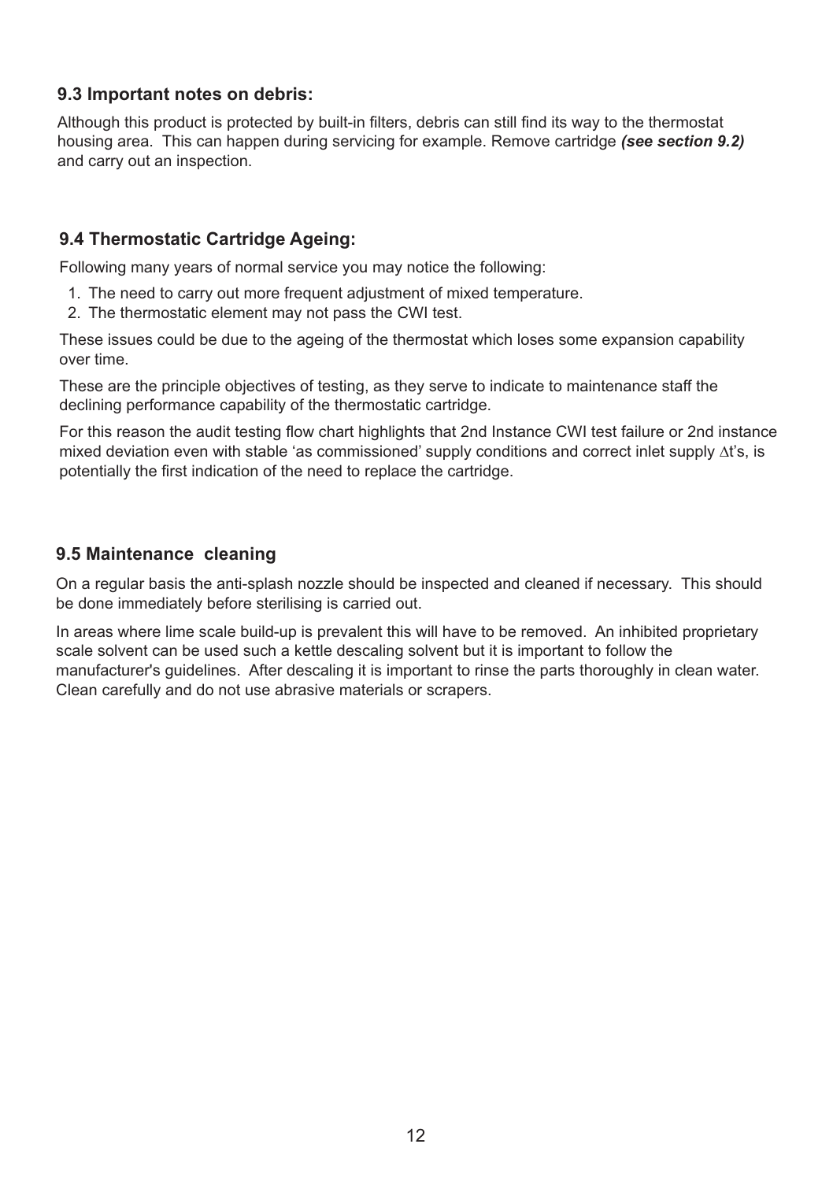### 9.3 Important notes on debris:

Although this product is protected by built-in filters, debris can still find its way to the thermostat housing area. This can happen during servicing for example. Remove cartridge ***(see section 9.2)*** and carry out an inspection.

### 9.4 Thermostatic Cartridge Ageing:

Following many years of normal service you may notice the following:

1. The need to carry out more frequent adjustment of mixed temperature.
2. The thermostatic element may not pass the CWI test.

These issues could be due to the ageing of the thermostat which loses some expansion capability over time.

These are the principle objectives of testing, as they serve to indicate to maintenance staff the declining performance capability of the thermostatic cartridge.

For this reason the audit testing flow chart highlights that 2nd Instance CWI test failure or 2nd instance mixed deviation even with stable 'as commissioned' supply conditions and correct inlet supply $\Delta$t's, is potentially the first indication of the need to replace the cartridge.

### 9.5 Maintenance cleaning

On a regular basis the anti-splash nozzle should be inspected and cleaned if necessary. This should be done immediately before sterilising is carried out.

In areas where lime scale build-up is prevalent this will have to be removed. An inhibited proprietary scale solvent can be used such a kettle descaling solvent but it is important to follow the manufacturer's guidelines. After descaling it is important to rinse the parts thoroughly in clean water. Clean carefully and do not use abrasive materials or scrapers.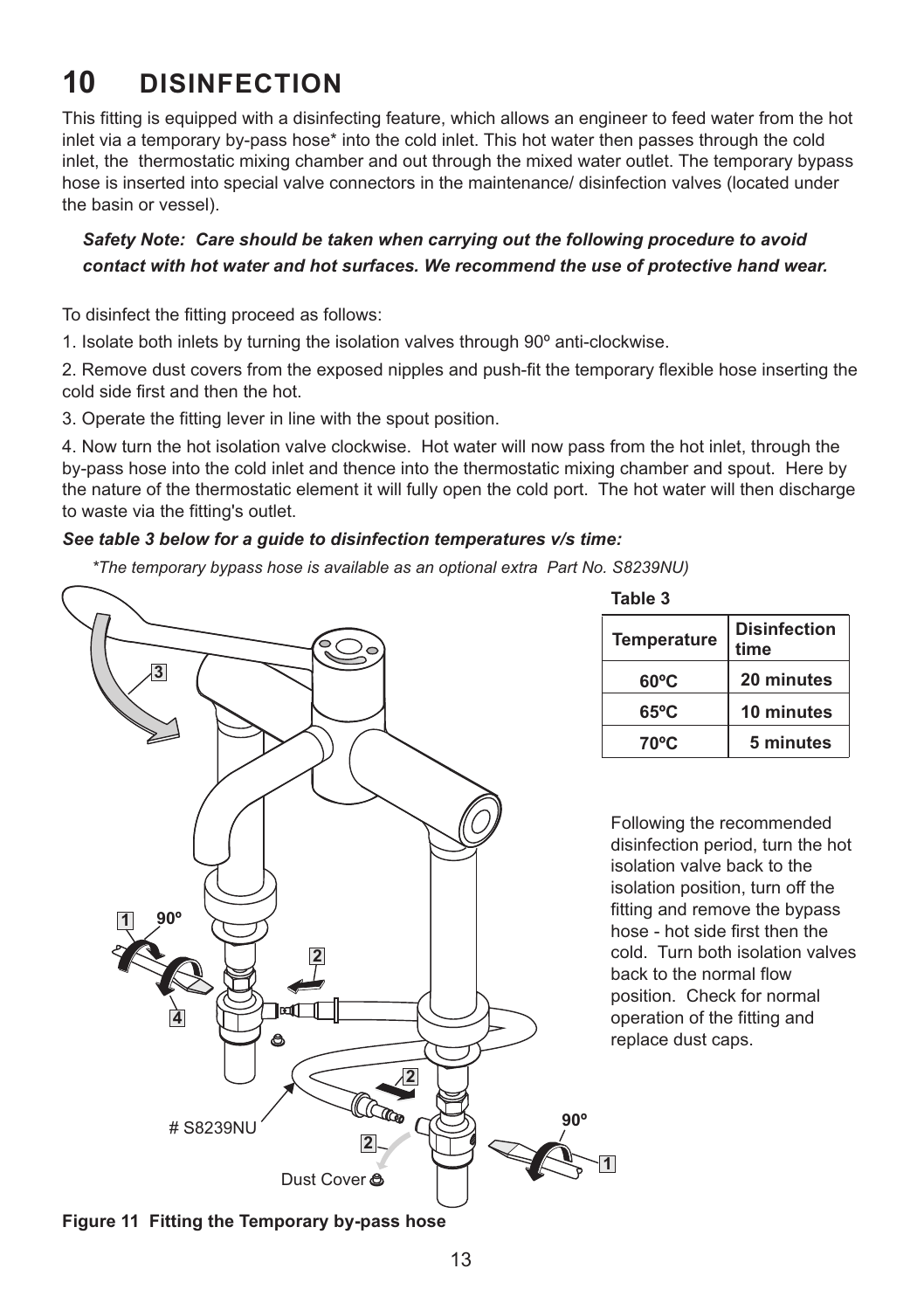# 10 DISINFECTION

This fitting is equipped with a disinfecting feature, which allows an engineer to feed water from the hot inlet via a temporary by-pass hose* into the cold inlet. This hot water then passes through the cold inlet, the thermostatic mixing chamber and out through the mixed water outlet. The temporary bypass hose is inserted into special valve connectors in the maintenance/ disinfection valves (located under the basin or vessel).

***Safety Note: Care should be taken when carrying out the following procedure to avoid contact with hot water and hot surfaces. We recommend the use of protective hand wear.***

To disinfect the fitting proceed as follows:

1. Isolate both inlets by turning the isolation valves through 90º anti-clockwise.

2. Remove dust covers from the exposed nipples and push-fit the temporary flexible hose inserting the cold side first and then the hot.

3. Operate the fitting lever in line with the spout position.

4. Now turn the hot isolation valve clockwise. Hot water will now pass from the hot inlet, through the by-pass hose into the cold inlet and thence into the thermostatic mixing chamber and spout. Here by the nature of the thermostatic element it will fully open the cold port. The hot water will then discharge to waste via the fitting's outlet.

***See table 3 below for a guide to disinfection temperatures v/s time:***

*\*The temporary bypass hose is available as an optional extra Part No. S8239NU)*

**Table 3**

| Temperature | Disinfection time |
|---|---|
| 60ºC | 20 minutes |
| 65ºC | 10 minutes |
| 70ºC | 5 minutes |

Following the recommended disinfection period, turn the hot isolation valve back to the isolation position, turn off the fitting and remove the bypass hose - hot side first then the cold. Turn both isolation valves back to the normal flow position. Check for normal operation of the fitting and replace dust caps.

**Figure 11 Fitting the Temporary by-pass hose**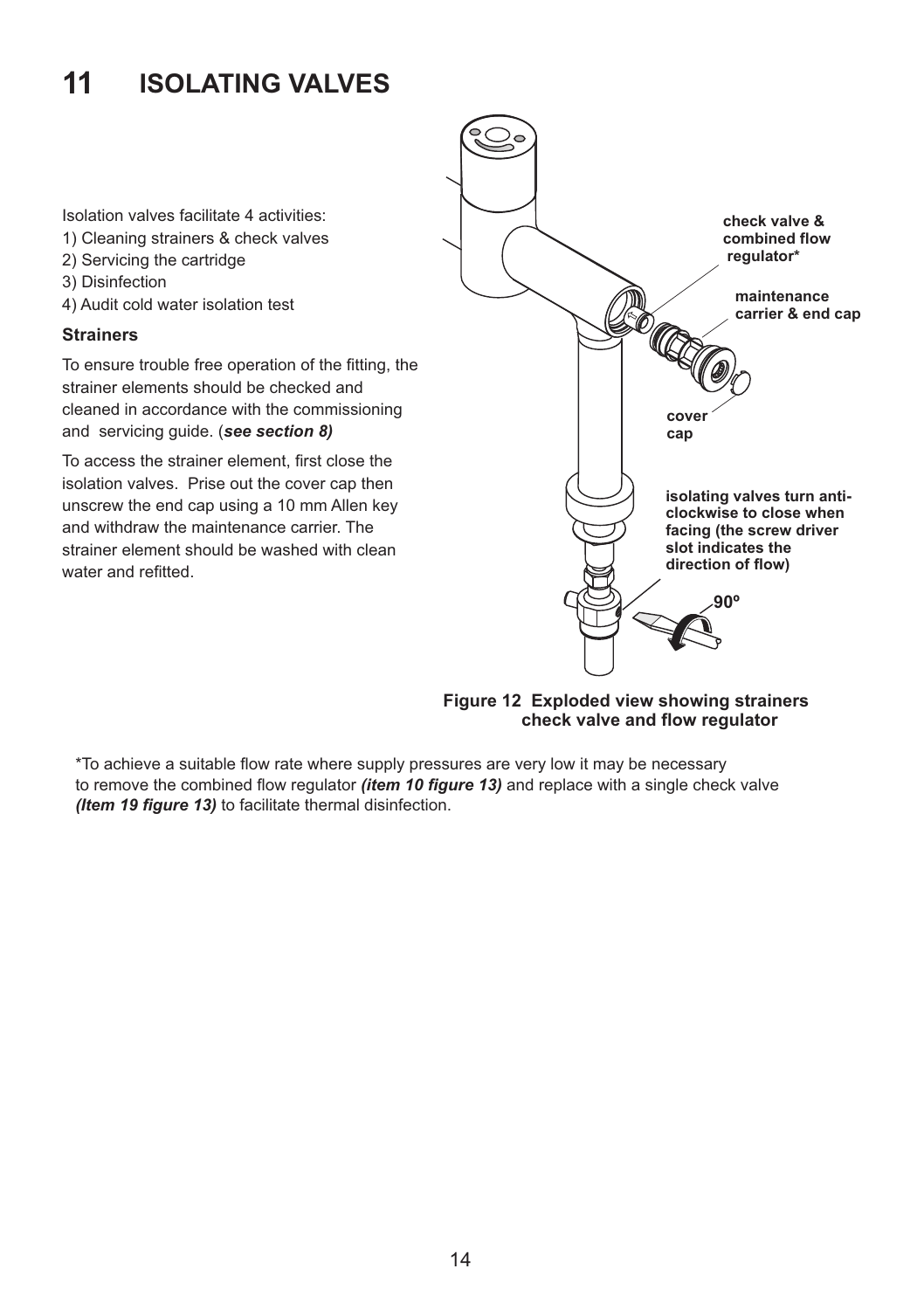# 11 ISOLATING VALVES

Isolation valves facilitate 4 activities:

1) Cleaning strainers & check valves
2) Servicing the cartridge
3) Disinfection
4) Audit cold water isolation test

### Strainers

To ensure trouble free operation of the fitting, the strainer elements should be checked and cleaned in accordance with the commissioning and servicing guide. (***see section 8)***

To access the strainer element, first close the isolation valves. Prise out the cover cap then unscrew the end cap using a 10 mm Allen key and withdraw the maintenance carrier. The strainer element should be washed with clean water and refitted.

**check valve & combined flow regulator***

**maintenance carrier & end cap**

**cover cap**

**isolating valves turn anti-clockwise to close when facing (the screw driver slot indicates the direction of flow)**

**90º**

**Figure 12 Exploded view showing strainers check valve and flow regulator**

*To achieve a suitable flow rate where supply pressures are very low it may be necessary to remove the combined flow regulator ***(item 10 figure 13)*** and replace with a single check valve ***(Item 19 figure 13)*** to facilitate thermal disinfection.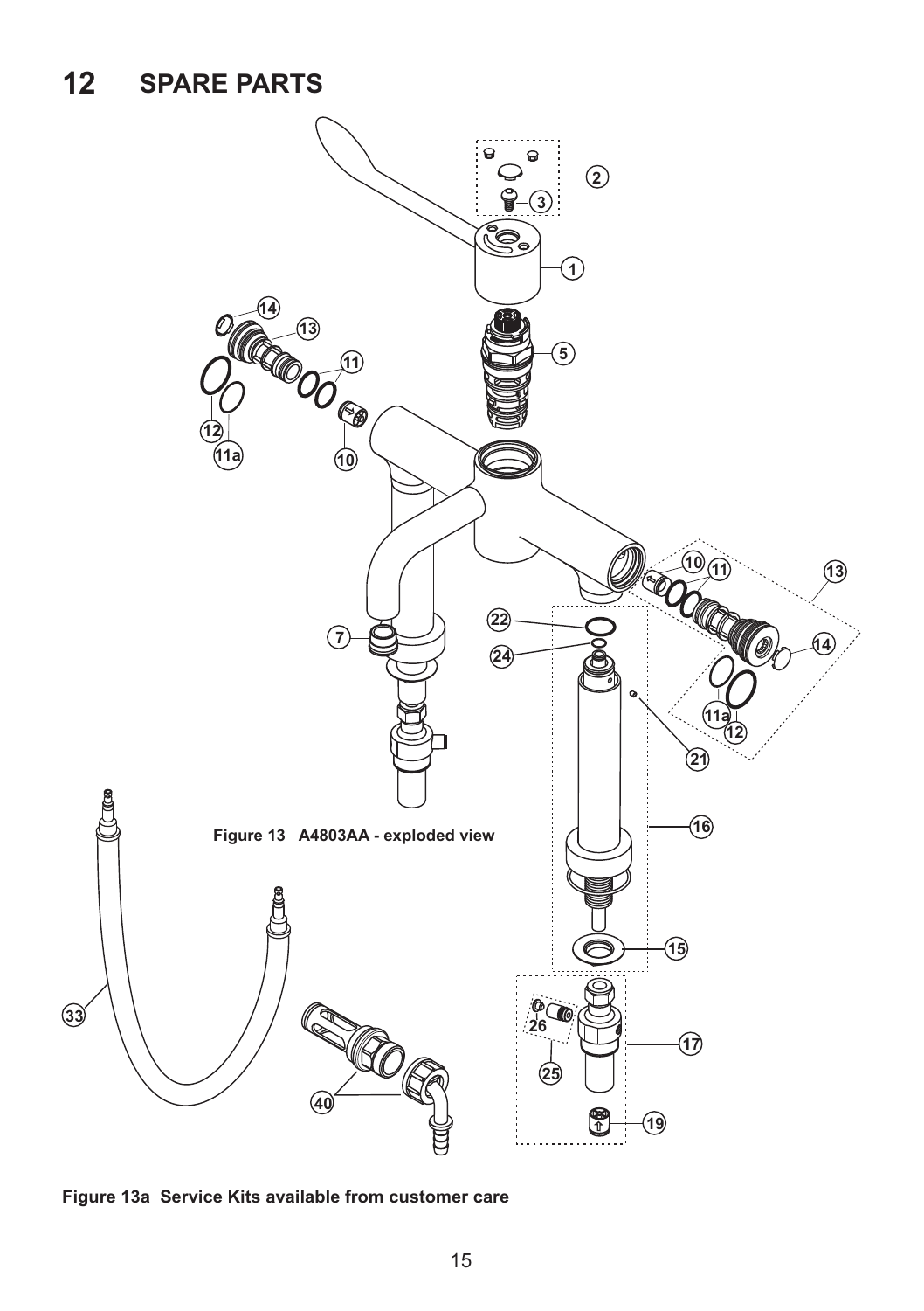# 12 SPARE PARTS

Figure 13 A4803AA - exploded view

Figure 13a Service Kits available from customer care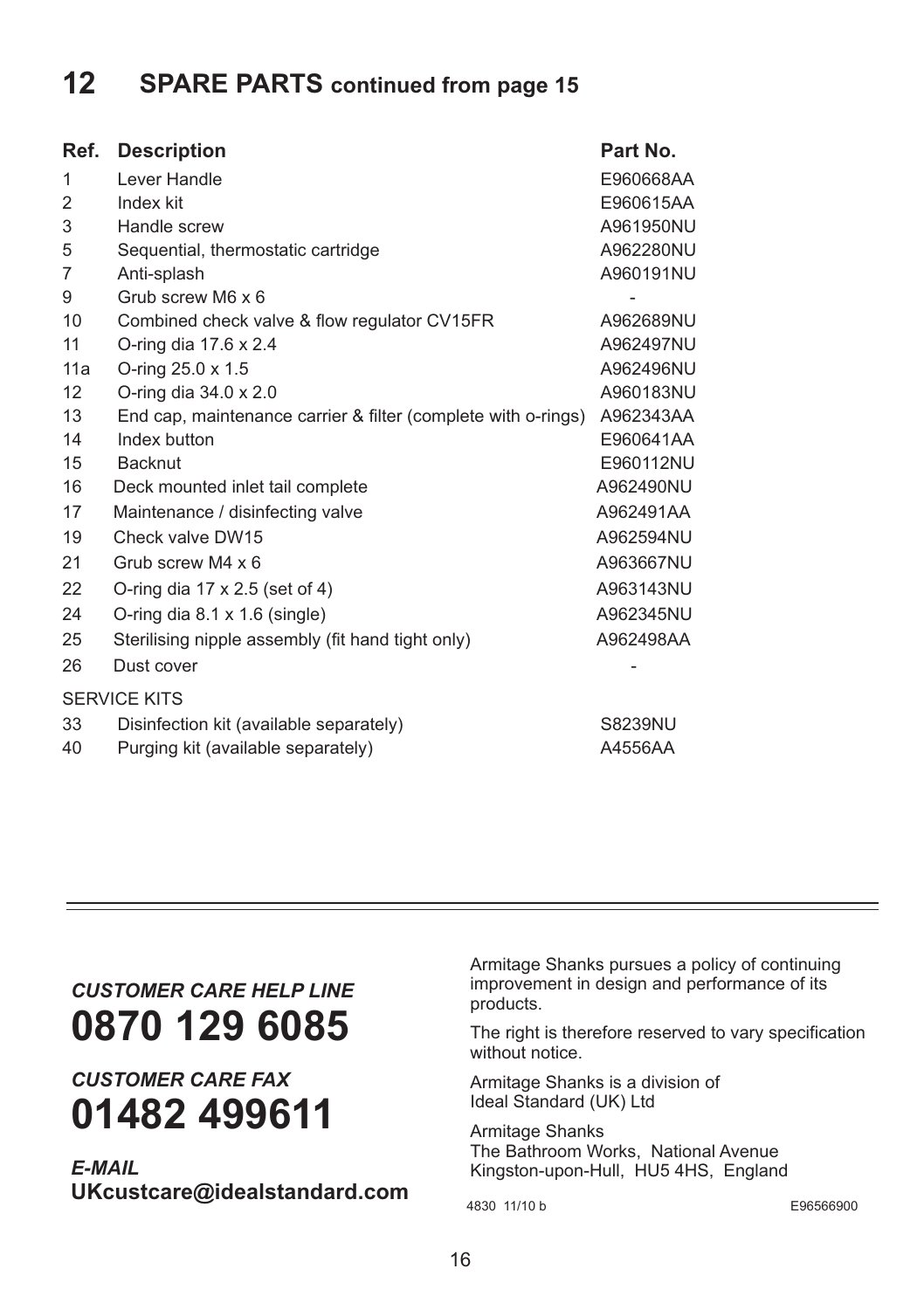# 12 SPARE PARTS continued from page 15

| Ref. | Description | Part No. |
|---|---|---|
| 1 | Lever Handle | E960668AA |
| 2 | Index kit | E960615AA |
| 3 | Handle screw | A961950NU |
| 5 | Sequential, thermostatic cartridge | A962280NU |
| 7 | Anti-splash | A960191NU |
| 9 | Grub screw M6 x 6 | - |
| 10 | Combined check valve & flow regulator CV15FR | A962689NU |
| 11 | O-ring dia 17.6 x 2.4 | A962497NU |
| 11a | O-ring 25.0 x 1.5 | A962496NU |
| 12 | O-ring dia 34.0 x 2.0 | A960183NU |
| 13 | End cap, maintenance carrier & filter (complete with o-rings) | A962343AA |
| 14 | Index button | E960641AA |
| 15 | Backnut | E960112NU |
| 16 | Deck mounted inlet tail complete | A962490NU |
| 17 | Maintenance / disinfecting valve | A962491AA |
| 19 | Check valve DW15 | A962594NU |
| 21 | Grub screw M4 x 6 | A963667NU |
| 22 | O-ring dia 17 x 2.5 (set of 4) | A963143NU |
| 24 | O-ring dia 8.1 x 1.6 (single) | A962345NU |
| 25 | Sterilising nipple assembly (fit hand tight only) | A962498AA |
| 26 | Dust cover | - |
| SERVICE KITS | | |
| 33 | Disinfection kit (available separately) | S8239NU |
| 40 | Purging kit (available separately) | A4556AA |

---

*CUSTOMER CARE HELP LINE*

**0870 129 6085**

*CUSTOMER CARE FAX*

**01482 499611**

***E-MAIL***

**UKcustcare@idealstandard.com**

Armitage Shanks pursues a policy of continuing improvement in design and performance of its products.

The right is therefore reserved to vary specification without notice.

Armitage Shanks is a division of Ideal Standard (UK) Ltd

Armitage Shanks
The Bathroom Works, National Avenue
Kingston-upon-Hull, HU5 4HS, England

4830 11/10 b E96566900